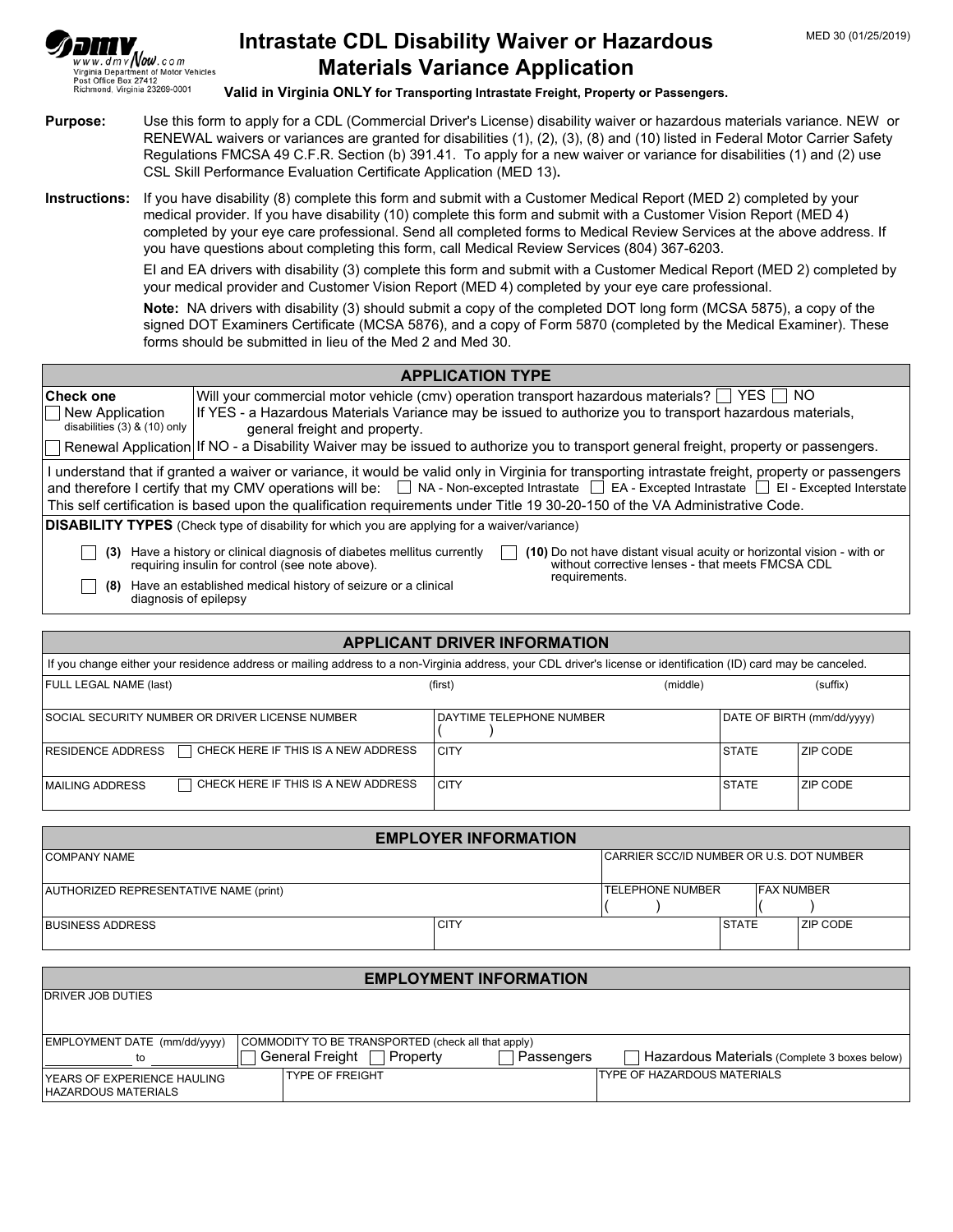www.dmvNow.com
Virginia Department of Motor Vehicles
Post Office Box 27412
Richmond, Virginia 23269-0001

MED 30 (01/25/2019)

# Intrastate CDL Disability Waiver or Hazardous Materials Variance Application

**Valid in Virginia ONLY for Transporting Intrastate Freight, Property or Passengers.**

**Purpose:** Use this form to apply for a CDL (Commercial Driver's License) disability waiver or hazardous materials variance. NEW or RENEWAL waivers or variances are granted for disabilities (1), (2), (3), (8) and (10) listed in Federal Motor Carrier Safety Regulations FMCSA 49 C.F.R. Section (b) 391.41. To apply for a new waiver or variance for disabilities (1) and (2) use CSL Skill Performance Evaluation Certificate Application (MED 13)**.**

**Instructions:** If you have disability (8) complete this form and submit with a Customer Medical Report (MED 2) completed by your medical provider. If you have disability (10) complete this form and submit with a Customer Vision Report (MED 4) completed by your eye care professional. Send all completed forms to Medical Review Services at the above address. If you have questions about completing this form, call Medical Review Services (804) 367-6203.

EI and EA drivers with disability (3) complete this form and submit with a Customer Medical Report (MED 2) completed by your medical provider and Customer Vision Report (MED 4) completed by your eye care professional.

**Note:** NA drivers with disability (3) should submit a copy of the completed DOT long form (MCSA 5875), a copy of the signed DOT Examiners Certificate (MCSA 5876), and a copy of Form 5870 (completed by the Medical Examiner). These forms should be submitted in lieu of the Med 2 and Med 30.

## APPLICATION TYPE

| **Check one** | |
|---|---|
| ☐ New Application (disabilities (3) & (10) only) | Will your commercial motor vehicle (cmv) operation transport hazardous materials? ☐ YES ☐ NO<br>If YES - a Hazardous Materials Variance may be issued to authorize you to transport hazardous materials, general freight and property. |
| ☐ Renewal Application | If NO - a Disability Waiver may be issued to authorize you to transport general freight, property or passengers. |

I understand that if granted a waiver or variance, it would be valid only in Virginia for transporting intrastate freight, property or passengers and therefore I certify that my CMV operations will be: ☐ NA - Non-excepted Intrastate ☐ EA - Excepted Intrastate ☐ EI - Excepted Interstate
This self certification is based upon the qualification requirements under Title 19 30-20-150 of the VA Administrative Code.

**DISABILITY TYPES** (Check type of disability for which you are applying for a waiver/variance)

☐ **(3)** Have a history or clinical diagnosis of diabetes mellitus currently requiring insulin for control (see note above).

☐ **(8)** Have an established medical history of seizure or a clinical diagnosis of epilepsy

☐ **(10)** Do not have distant visual acuity or horizontal vision - with or without corrective lenses - that meets FMCSA CDL requirements.

## APPLICANT DRIVER INFORMATION

If you change either your residence address or mailing address to a non-Virginia address, your CDL driver's license or identification (ID) card may be canceled.

| FULL LEGAL NAME (last) | (first) | (middle) | (suffix) |
|---|---|---|---|
| SOCIAL SECURITY NUMBER OR DRIVER LICENSE NUMBER | DAYTIME TELEPHONE NUMBER ( ) | DATE OF BIRTH (mm/dd/yyyy) | |
| RESIDENCE ADDRESS ☐ CHECK HERE IF THIS IS A NEW ADDRESS | CITY | STATE | ZIP CODE |
| MAILING ADDRESS ☐ CHECK HERE IF THIS IS A NEW ADDRESS | CITY | STATE | ZIP CODE |

## EMPLOYER INFORMATION

| COMPANY NAME | | CARRIER SCC/ID NUMBER OR U.S. DOT NUMBER | |
|---|---|---|---|
| AUTHORIZED REPRESENTATIVE NAME (print) | | TELEPHONE NUMBER ( ) | FAX NUMBER ( ) |
| BUSINESS ADDRESS | CITY | STATE | ZIP CODE |

## EMPLOYMENT INFORMATION

| DRIVER JOB DUTIES | | |
|---|---|---|
| EMPLOYMENT DATE (mm/dd/yyyy) ________ to ________ | COMMODITY TO BE TRANSPORTED (check all that apply)<br>☐ General Freight ☐ Property ☐ Passengers | ☐ Hazardous Materials (Complete 3 boxes below) |
| YEARS OF EXPERIENCE HAULING HAZARDOUS MATERIALS | TYPE OF FREIGHT | TYPE OF HAZARDOUS MATERIALS |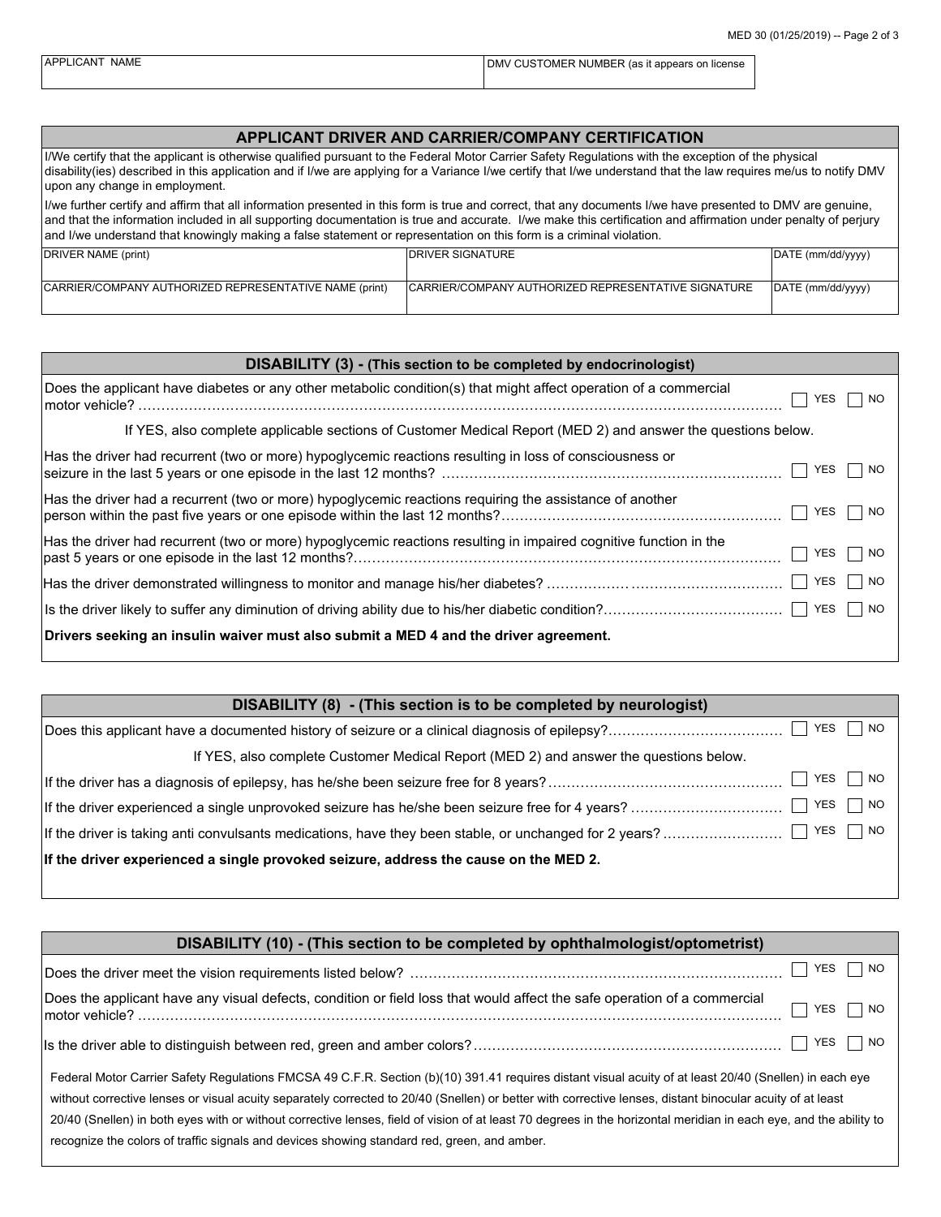| APPLICANT NAME | DMV CUSTOMER NUMBER (as it appears on license |
|---|---|
| | |

## APPLICANT DRIVER AND CARRIER/COMPANY CERTIFICATION

I/We certify that the applicant is otherwise qualified pursuant to the Federal Motor Carrier Safety Regulations with the exception of the physical disability(ies) described in this application and if I/we are applying for a Variance I/we certify that I/we understand that the law requires me/us to notify DMV upon any change in employment.

I/we further certify and affirm that all information presented in this form is true and correct, that any documents I/we have presented to DMV are genuine, and that the information included in all supporting documentation is true and accurate. I/we make this certification and affirmation under penalty of perjury and I/we understand that knowingly making a false statement or representation on this form is a criminal violation.

| DRIVER NAME (print) | DRIVER SIGNATURE | DATE (mm/dd/yyyy) |
|---|---|---|
| CARRIER/COMPANY AUTHORIZED REPRESENTATIVE NAME (print) | CARRIER/COMPANY AUTHORIZED REPRESENTATIVE SIGNATURE | DATE (mm/dd/yyyy) |

## DISABILITY (3) - (This section to be completed by endocrinologist)

Does the applicant have diabetes or any other metabolic condition(s) that might affect operation of a commercial motor vehicle? ☐ YES ☐ NO

If YES, also complete applicable sections of Customer Medical Report (MED 2) and answer the questions below.

Has the driver had recurrent (two or more) hypoglycemic reactions resulting in loss of consciousness or seizure in the last 5 years or one episode in the last 12 months? ☐ YES ☐ NO

Has the driver had a recurrent (two or more) hypoglycemic reactions requiring the assistance of another person within the past five years or one episode within the last 12 months? ☐ YES ☐ NO

Has the driver had recurrent (two or more) hypoglycemic reactions resulting in impaired cognitive function in the past 5 years or one episode in the last 12 months? ☐ YES ☐ NO

Has the driver demonstrated willingness to monitor and manage his/her diabetes? ☐ YES ☐ NO

Is the driver likely to suffer any diminution of driving ability due to his/her diabetic condition? ☐ YES ☐ NO

**Drivers seeking an insulin waiver must also submit a MED 4 and the driver agreement.**

## DISABILITY (8) - (This section is to be completed by neurologist)

Does this applicant have a documented history of seizure or a clinical diagnosis of epilepsy? ☐ YES ☐ NO

If YES, also complete Customer Medical Report (MED 2) and answer the questions below.

If the driver has a diagnosis of epilepsy, has he/she been seizure free for 8 years? ☐ YES ☐ NO

If the driver experienced a single unprovoked seizure has he/she been seizure free for 4 years? ☐ YES ☐ NO

If the driver is taking anti convulsants medications, have they been stable, or unchanged for 2 years? ☐ YES ☐ NO

**If the driver experienced a single provoked seizure, address the cause on the MED 2.**

## DISABILITY (10) - (This section to be completed by ophthalmologist/optometrist)

Does the driver meet the vision requirements listed below? ☐ YES ☐ NO

Does the applicant have any visual defects, condition or field loss that would affect the safe operation of a commercial motor vehicle? ☐ YES ☐ NO

Is the driver able to distinguish between red, green and amber colors? ☐ YES ☐ NO

Federal Motor Carrier Safety Regulations FMCSA 49 C.F.R. Section (b)(10) 391.41 requires distant visual acuity of at least 20/40 (Snellen) in each eye without corrective lenses or visual acuity separately corrected to 20/40 (Snellen) or better with corrective lenses, distant binocular acuity of at least 20/40 (Snellen) in both eyes with or without corrective lenses, field of vision of at least 70 degrees in the horizontal meridian in each eye, and the ability to recognize the colors of traffic signals and devices showing standard red, green, and amber.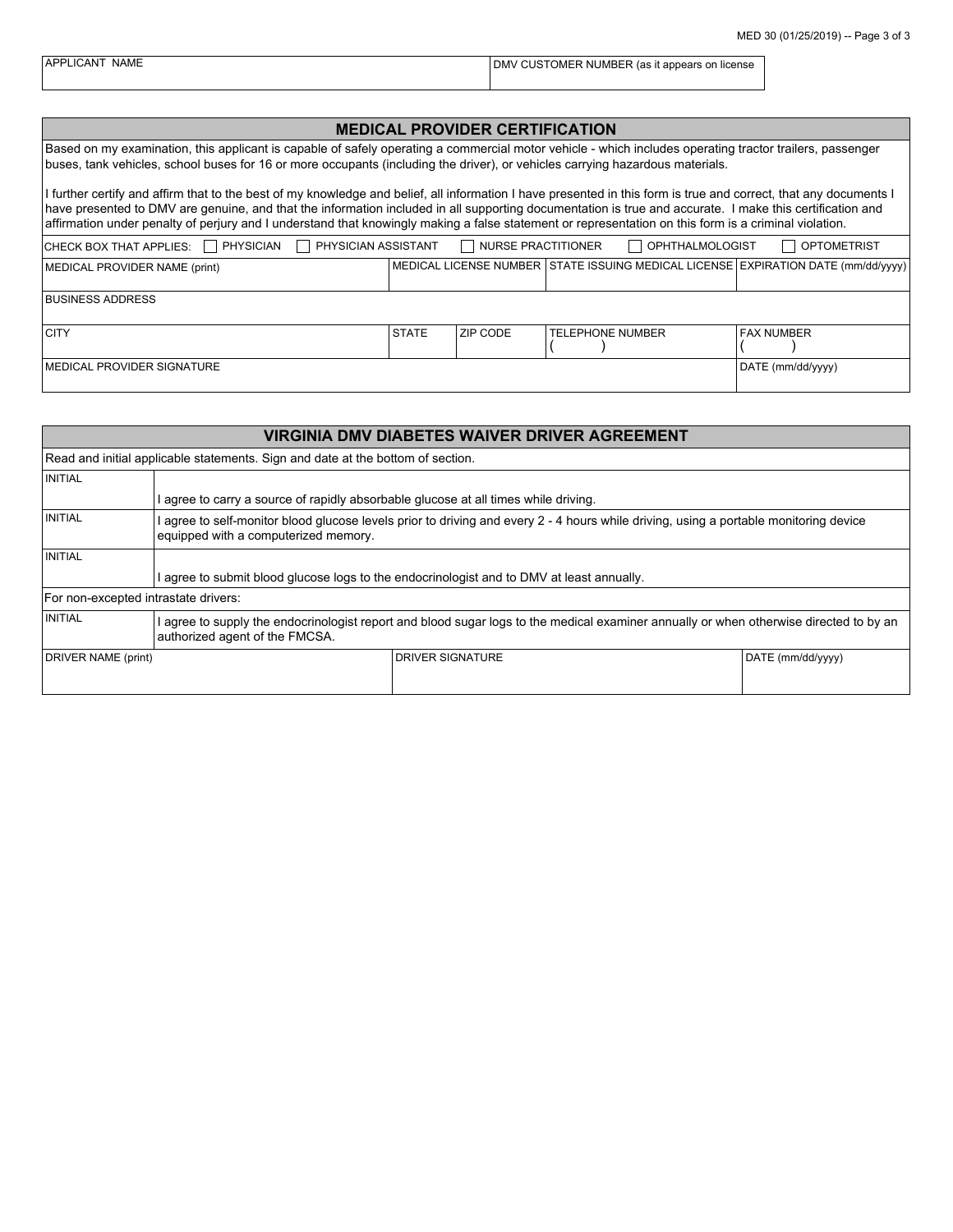| APPLICANT NAME | DMV CUSTOMER NUMBER (as it appears on license |
|---|---|
| | |

## MEDICAL PROVIDER CERTIFICATION

Based on my examination, this applicant is capable of safely operating a commercial motor vehicle - which includes operating tractor trailers, passenger buses, tank vehicles, school buses for 16 or more occupants (including the driver), or vehicles carrying hazardous materials.

I further certify and affirm that to the best of my knowledge and belief, all information I have presented in this form is true and correct, that any documents I have presented to DMV are genuine, and that the information included in all supporting documentation is true and accurate. I make this certification and affirmation under penalty of perjury and I understand that knowingly making a false statement or representation on this form is a criminal violation.

CHECK BOX THAT APPLIES: ☐ PHYSICIAN ☐ PHYSICIAN ASSISTANT ☐ NURSE PRACTITIONER ☐ OPHTHALMOLOGIST ☐ OPTOMETRIST

| MEDICAL PROVIDER NAME (print) | | MEDICAL LICENSE NUMBER | STATE ISSUING MEDICAL LICENSE | EXPIRATION DATE (mm/dd/yyyy) |
|---|---|---|---|---|
| BUSINESS ADDRESS | | | | |
| CITY | STATE | ZIP CODE | TELEPHONE NUMBER ( ) | FAX NUMBER ( ) |
| MEDICAL PROVIDER SIGNATURE | | | | DATE (mm/dd/yyyy) |

## VIRGINIA DMV DIABETES WAIVER DRIVER AGREEMENT

Read and initial applicable statements. Sign and date at the bottom of section.

| | |
|---|---|
| INITIAL | I agree to carry a source of rapidly absorbable glucose at all times while driving. |
| INITIAL | I agree to self-monitor blood glucose levels prior to driving and every 2 - 4 hours while driving, using a portable monitoring device equipped with a computerized memory. |
| INITIAL | I agree to submit blood glucose logs to the endocrinologist and to DMV at least annually. |

For non-excepted intrastate drivers:

| | |
|---|---|
| INITIAL | I agree to supply the endocrinologist report and blood sugar logs to the medical examiner annually or when otherwise directed to by an authorized agent of the FMCSA. |

| DRIVER NAME (print) | DRIVER SIGNATURE | DATE (mm/dd/yyyy) |
|---|---|---|
| | | |